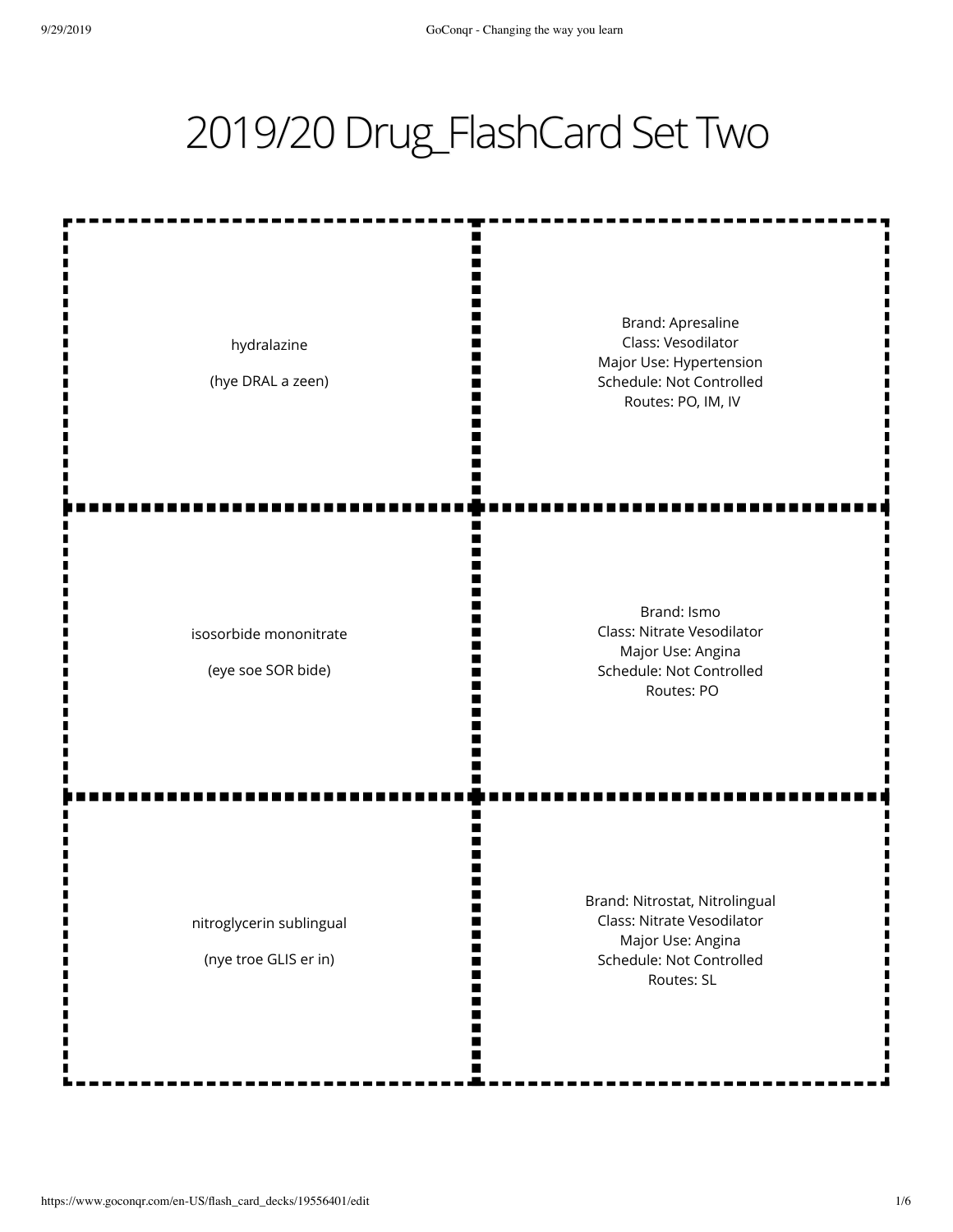# 2019/20 Drug_FlashCard Set Two

| Term | Definition |
| --- | --- |
| hydralazine<br><br>(hye DRAL a zeen) | Brand: Apresaline<br>Class: Vesodilator<br>Major Use: Hypertension<br>Schedule: Not Controlled<br>Routes: PO, IM, IV |
| isosorbide mononitrate<br><br>(eye soe SOR bide) | Brand: Ismo<br>Class: Nitrate Vesodilator<br>Major Use: Angina<br>Schedule: Not Controlled<br>Routes: PO |
| nitroglycerin sublingual<br><br>(nye troe GLIS er in) | Brand: Nitrostat, Nitrolingual<br>Class: Nitrate Vesodilator<br>Major Use: Angina<br>Schedule: Not Controlled<br>Routes: SL |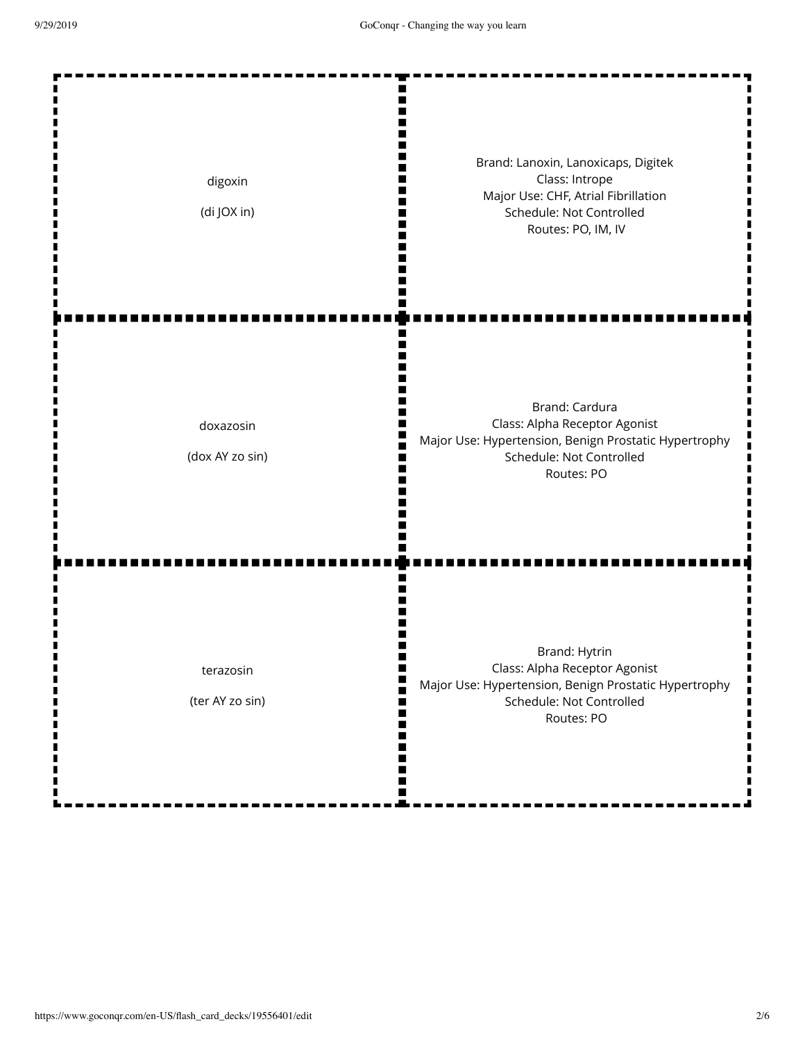| | |
|---|---|
| digoxin<br><br>(di JOX in) | Brand: Lanoxin, Lanoxicaps, Digitek<br>Class: Intrope<br>Major Use: CHF, Atrial Fibrillation<br>Schedule: Not Controlled<br>Routes: PO, IM, IV |
| doxazosin<br><br>(dox AY zo sin) | Brand: Cardura<br>Class: Alpha Receptor Agonist<br>Major Use: Hypertension, Benign Prostatic Hypertrophy<br>Schedule: Not Controlled<br>Routes: PO |
| terazosin<br><br>(ter AY zo sin) | Brand: Hytrin<br>Class: Alpha Receptor Agonist<br>Major Use: Hypertension, Benign Prostatic Hypertrophy<br>Schedule: Not Controlled<br>Routes: PO |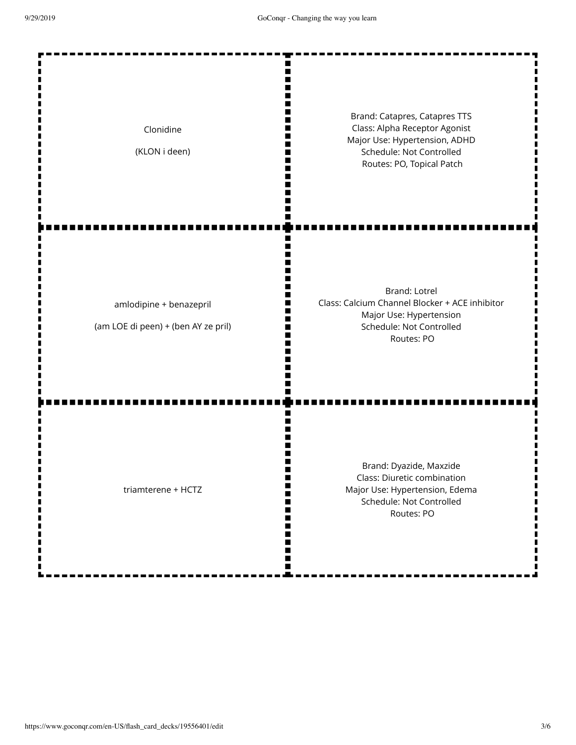| Term | Definition |
| --- | --- |
| Clonidine<br><br>(KLON i deen) | Brand: Catapres, Catapres TTS<br>Class: Alpha Receptor Agonist<br>Major Use: Hypertension, ADHD<br>Schedule: Not Controlled<br>Routes: PO, Topical Patch |
| amlodipine + benazepril<br><br>(am LOE di peen) + (ben AY ze pril) | Brand: Lotrel<br>Class: Calcium Channel Blocker + ACE inhibitor<br>Major Use: Hypertension<br>Schedule: Not Controlled<br>Routes: PO |
| triamterene + HCTZ | Brand: Dyazide, Maxzide<br>Class: Diuretic combination<br>Major Use: Hypertension, Edema<br>Schedule: Not Controlled<br>Routes: PO |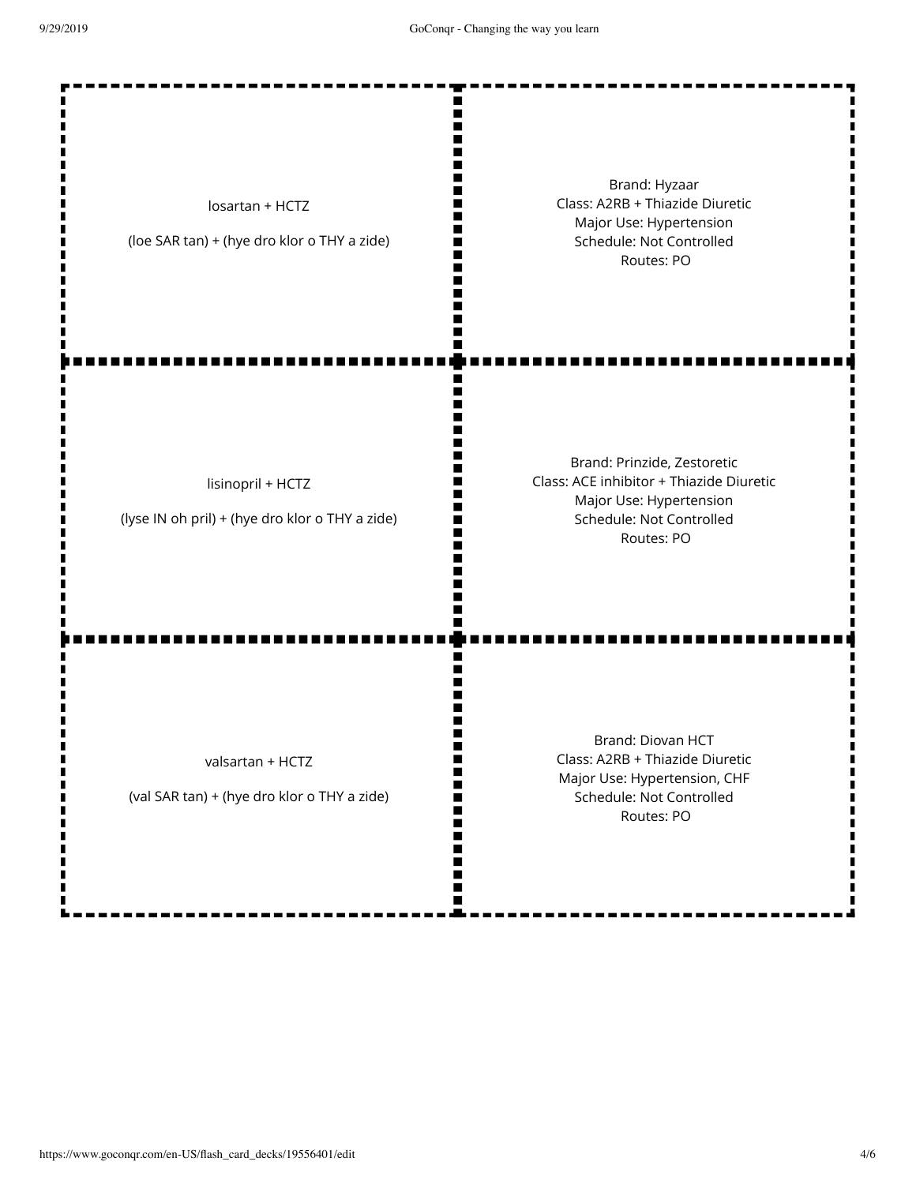| Front | Back |
| --- | --- |
| losartan + HCTZ<br><br>(loe SAR tan) + (hye dro klor o THY a zide) | Brand: Hyzaar<br>Class: A2RB + Thiazide Diuretic<br>Major Use: Hypertension<br>Schedule: Not Controlled<br>Routes: PO |
| lisinopril + HCTZ<br><br>(lyse IN oh pril) + (hye dro klor o THY a zide) | Brand: Prinzide, Zestoretic<br>Class: ACE inhibitor + Thiazide Diuretic<br>Major Use: Hypertension<br>Schedule: Not Controlled<br>Routes: PO |
| valsartan + HCTZ<br><br>(val SAR tan) + (hye dro klor o THY a zide) | Brand: Diovan HCT<br>Class: A2RB + Thiazide Diuretic<br>Major Use: Hypertension, CHF<br>Schedule: Not Controlled<br>Routes: PO |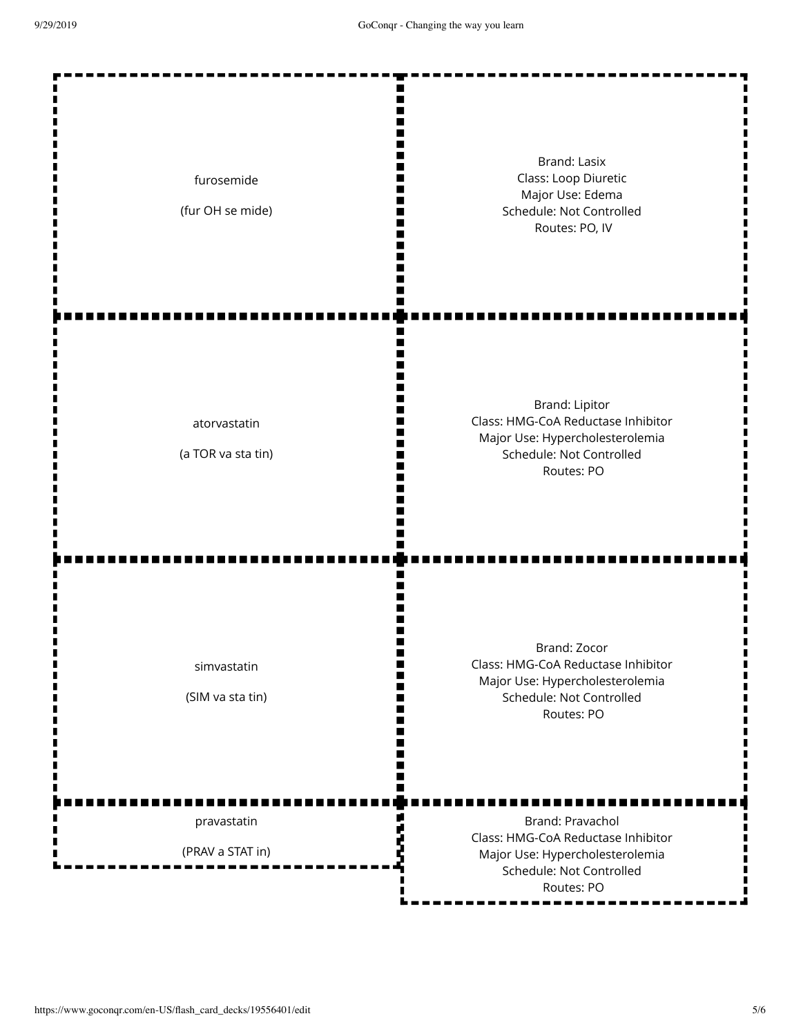| Term | Definition |
| --- | --- |
| furosemide<br><br>(fur OH se mide) | Brand: Lasix<br>Class: Loop Diuretic<br>Major Use: Edema<br>Schedule: Not Controlled<br>Routes: PO, IV |
| atorvastatin<br><br>(a TOR va sta tin) | Brand: Lipitor<br>Class: HMG-CoA Reductase Inhibitor<br>Major Use: Hypercholesterolemia<br>Schedule: Not Controlled<br>Routes: PO |
| simvastatin<br><br>(SIM va sta tin) | Brand: Zocor<br>Class: HMG-CoA Reductase Inhibitor<br>Major Use: Hypercholesterolemia<br>Schedule: Not Controlled<br>Routes: PO |
| pravastatin<br><br>(PRAV a STAT in) | Brand: Pravachol<br>Class: HMG-CoA Reductase Inhibitor<br>Major Use: Hypercholesterolemia<br>Schedule: Not Controlled<br>Routes: PO |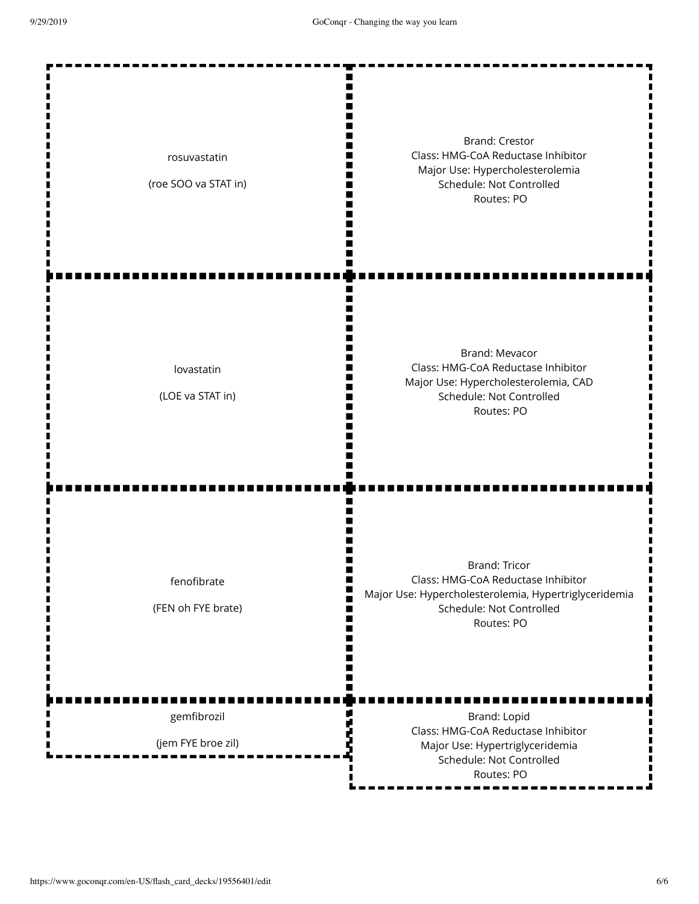| | |
|---|---|
| rosuvastatin<br><br>(roe SOO va STAT in) | Brand: Crestor<br>Class: HMG-CoA Reductase Inhibitor<br>Major Use: Hypercholesterolemia<br>Schedule: Not Controlled<br>Routes: PO |
| lovastatin<br><br>(LOE va STAT in) | Brand: Mevacor<br>Class: HMG-CoA Reductase Inhibitor<br>Major Use: Hypercholesterolemia, CAD<br>Schedule: Not Controlled<br>Routes: PO |
| fenofibrate<br><br>(FEN oh FYE brate) | Brand: Tricor<br>Class: HMG-CoA Reductase Inhibitor<br>Major Use: Hypercholesterolemia, Hypertriglyceridemia<br>Schedule: Not Controlled<br>Routes: PO |
| gemfibrozil<br><br>(jem FYE broe zil) | Brand: Lopid<br>Class: HMG-CoA Reductase Inhibitor<br>Major Use: Hypertriglyceridemia<br>Schedule: Not Controlled<br>Routes: PO |